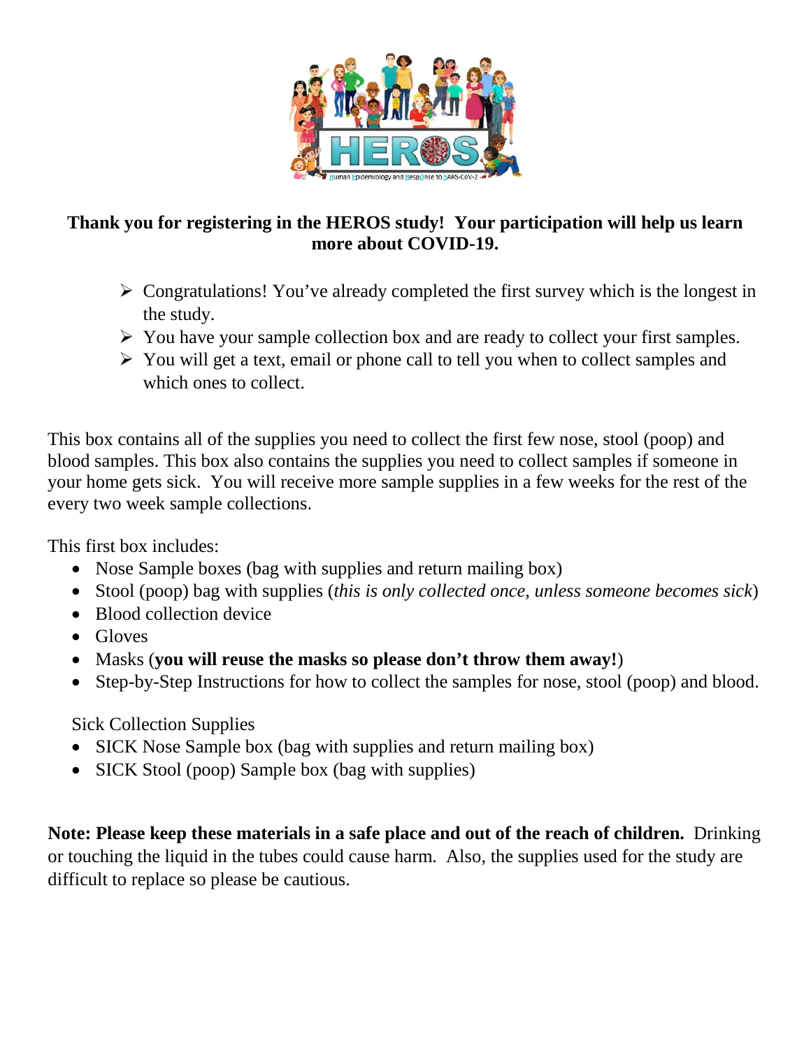**Thank you for registering in the HEROS study! Your participation will help us learn more about COVID-19.**

- Congratulations! You've already completed the first survey which is the longest in the study.
- You have your sample collection box and are ready to collect your first samples.
- You will get a text, email or phone call to tell you when to collect samples and which ones to collect.

This box contains all of the supplies you need to collect the first few nose, stool (poop) and blood samples. This box also contains the supplies you need to collect samples if someone in your home gets sick. You will receive more sample supplies in a few weeks for the rest of the every two week sample collections.

This first box includes:

- Nose Sample boxes (bag with supplies and return mailing box)
- Stool (poop) bag with supplies (*this is only collected once, unless someone becomes sick*)
- Blood collection device
- Gloves
- Masks (**you will reuse the masks so please don't throw them away!**)
- Step-by-Step Instructions for how to collect the samples for nose, stool (poop) and blood.

Sick Collection Supplies

- SICK Nose Sample box (bag with supplies and return mailing box)
- SICK Stool (poop) Sample box (bag with supplies)

**Note: Please keep these materials in a safe place and out of the reach of children.** Drinking or touching the liquid in the tubes could cause harm. Also, the supplies used for the study are difficult to replace so please be cautious.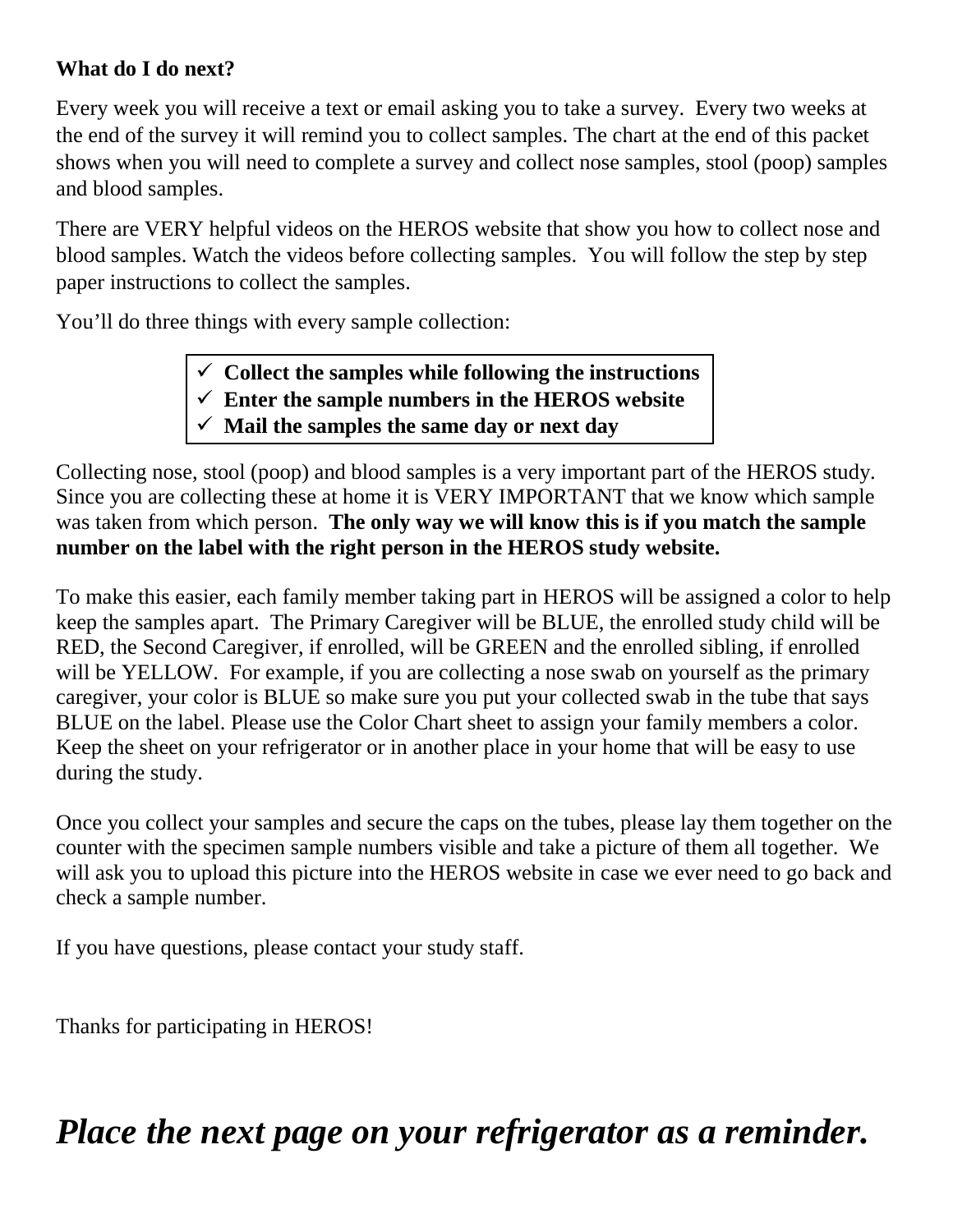**What do I do next?**

Every week you will receive a text or email asking you to take a survey. Every two weeks at the end of the survey it will remind you to collect samples. The chart at the end of this packet shows when you will need to complete a survey and collect nose samples, stool (poop) samples and blood samples.

There are VERY helpful videos on the HEROS website that show you how to collect nose and blood samples. Watch the videos before collecting samples. You will follow the step by step paper instructions to collect the samples.

You'll do three things with every sample collection:

- ✓ **Collect the samples while following the instructions**
- ✓ **Enter the sample numbers in the HEROS website**
- ✓ **Mail the samples the same day or next day**

Collecting nose, stool (poop) and blood samples is a very important part of the HEROS study. Since you are collecting these at home it is VERY IMPORTANT that we know which sample was taken from which person. **The only way we will know this is if you match the sample number on the label with the right person in the HEROS study website.**

To make this easier, each family member taking part in HEROS will be assigned a color to help keep the samples apart. The Primary Caregiver will be BLUE, the enrolled study child will be RED, the Second Caregiver, if enrolled, will be GREEN and the enrolled sibling, if enrolled will be YELLOW. For example, if you are collecting a nose swab on yourself as the primary caregiver, your color is BLUE so make sure you put your collected swab in the tube that says BLUE on the label. Please use the Color Chart sheet to assign your family members a color. Keep the sheet on your refrigerator or in another place in your home that will be easy to use during the study.

Once you collect your samples and secure the caps on the tubes, please lay them together on the counter with the specimen sample numbers visible and take a picture of them all together. We will ask you to upload this picture into the HEROS website in case we ever need to go back and check a sample number.

If you have questions, please contact your study staff.

Thanks for participating in HEROS!

***Place the next page on your refrigerator as a reminder.***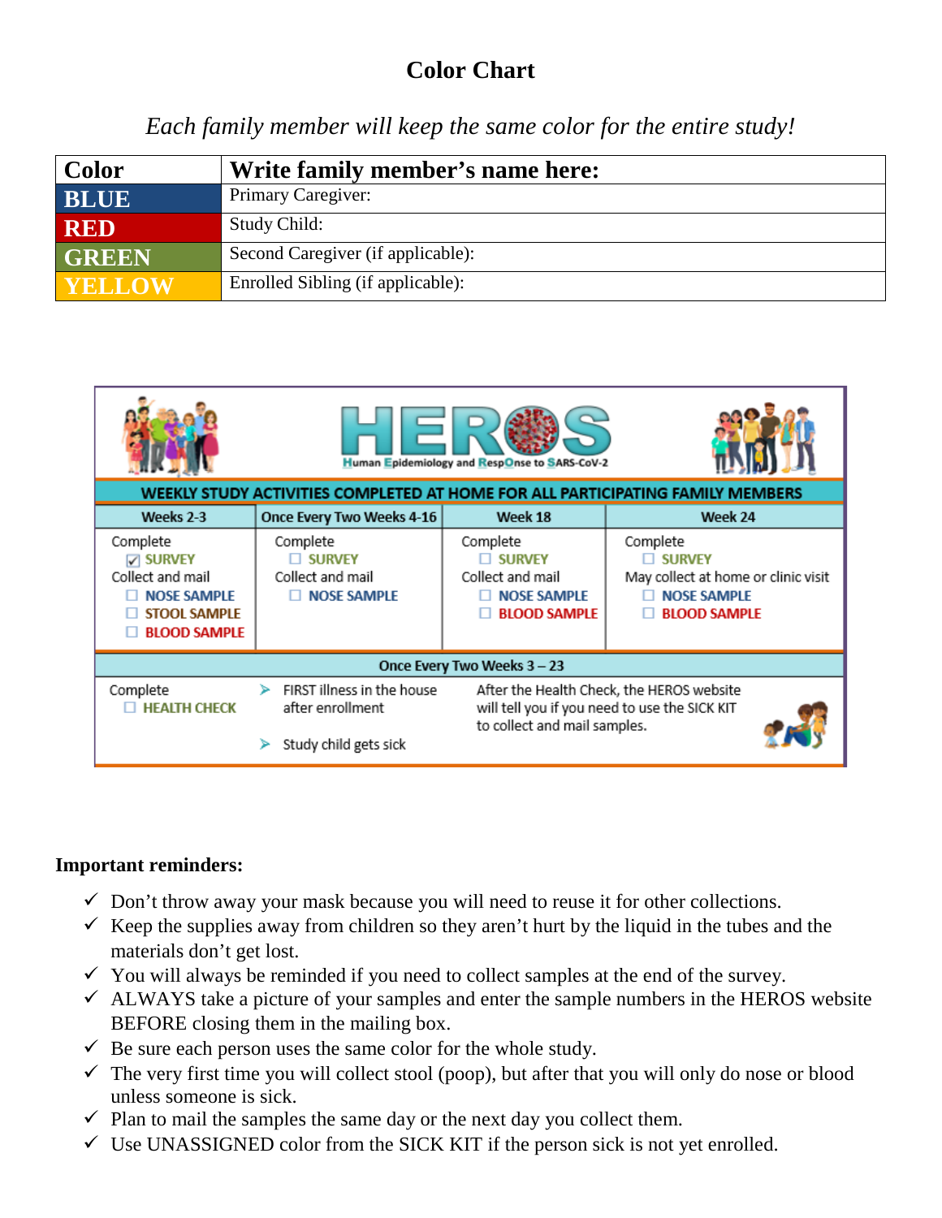# Color Chart

*Each family member will keep the same color for the entire study!*

| Color | Write family member's name here: |
|---|---|
| BLUE | Primary Caregiver: |
| RED | Study Child: |
| GREEN | Second Caregiver (if applicable): |
| YELLOW | Enrolled Sibling (if applicable): |

HEROS

Human Epidemiology and RespOnse to SARS-CoV-2

WEEKLY STUDY ACTIVITIES COMPLETED AT HOME FOR ALL PARTICIPATING FAMILY MEMBERS

| Weeks 2-3 | Once Every Two Weeks 4-16 | Week 18 | Week 24 |
|---|---|---|---|
| Complete<br>☑ SURVEY<br>Collect and mail<br>☐ NOSE SAMPLE<br>☐ STOOL SAMPLE<br>☐ BLOOD SAMPLE | Complete<br>☐ SURVEY<br>Collect and mail<br>☐ NOSE SAMPLE | Complete<br>☐ SURVEY<br>Collect and mail<br>☐ NOSE SAMPLE<br>☐ BLOOD SAMPLE | Complete<br>☐ SURVEY<br>May collect at home or clinic visit<br>☐ NOSE SAMPLE<br>☐ BLOOD SAMPLE |

**Once Every Two Weeks 3 – 23**

Complete
☐ HEALTH CHECK

- FIRST illness in the house after enrollment
- Study child gets sick

After the Health Check, the HEROS website will tell you if you need to use the SICK KIT to collect and mail samples.

**Important reminders:**

- ✓ Don't throw away your mask because you will need to reuse it for other collections.
- ✓ Keep the supplies away from children so they aren't hurt by the liquid in the tubes and the materials don't get lost.
- ✓ You will always be reminded if you need to collect samples at the end of the survey.
- ✓ ALWAYS take a picture of your samples and enter the sample numbers in the HEROS website BEFORE closing them in the mailing box.
- ✓ Be sure each person uses the same color for the whole study.
- ✓ The very first time you will collect stool (poop), but after that you will only do nose or blood unless someone is sick.
- ✓ Plan to mail the samples the same day or the next day you collect them.
- ✓ Use UNASSIGNED color from the SICK KIT if the person sick is not yet enrolled.